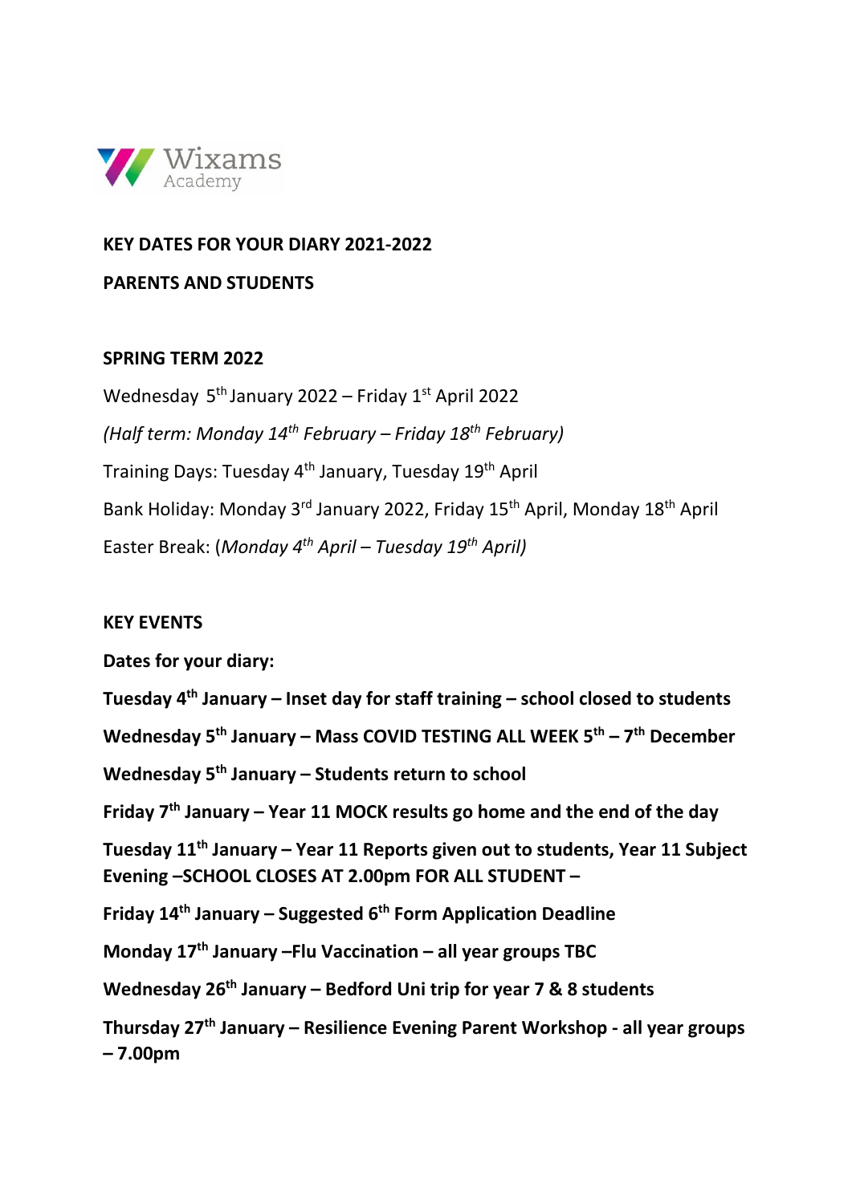Wixams Academy

**KEY DATES FOR YOUR DIARY 2021-2022**

**PARENTS AND STUDENTS**

**SPRING TERM 2022**

Wednesday 5th January 2022 – Friday 1st April 2022

*(Half term: Monday 14th February – Friday 18th February)*

Training Days: Tuesday 4th January, Tuesday 19th April

Bank Holiday: Monday 3rd January 2022, Friday 15th April, Monday 18th April

Easter Break: (*Monday 4th April – Tuesday 19th April)*

**KEY EVENTS**

**Dates for your diary:**

**Tuesday 4th January – Inset day for staff training – school closed to students**

**Wednesday 5th January – Mass COVID TESTING ALL WEEK 5th – 7th December**

**Wednesday 5th January – Students return to school**

**Friday 7th January – Year 11 MOCK results go home and the end of the day**

**Tuesday 11th January – Year 11 Reports given out to students, Year 11 Subject Evening –SCHOOL CLOSES AT 2.00pm FOR ALL STUDENT –**

**Friday 14th January – Suggested 6th Form Application Deadline**

**Monday 17th January –Flu Vaccination – all year groups TBC**

**Wednesday 26th January – Bedford Uni trip for year 7 & 8 students**

**Thursday 27th January – Resilience Evening Parent Workshop - all year groups – 7.00pm**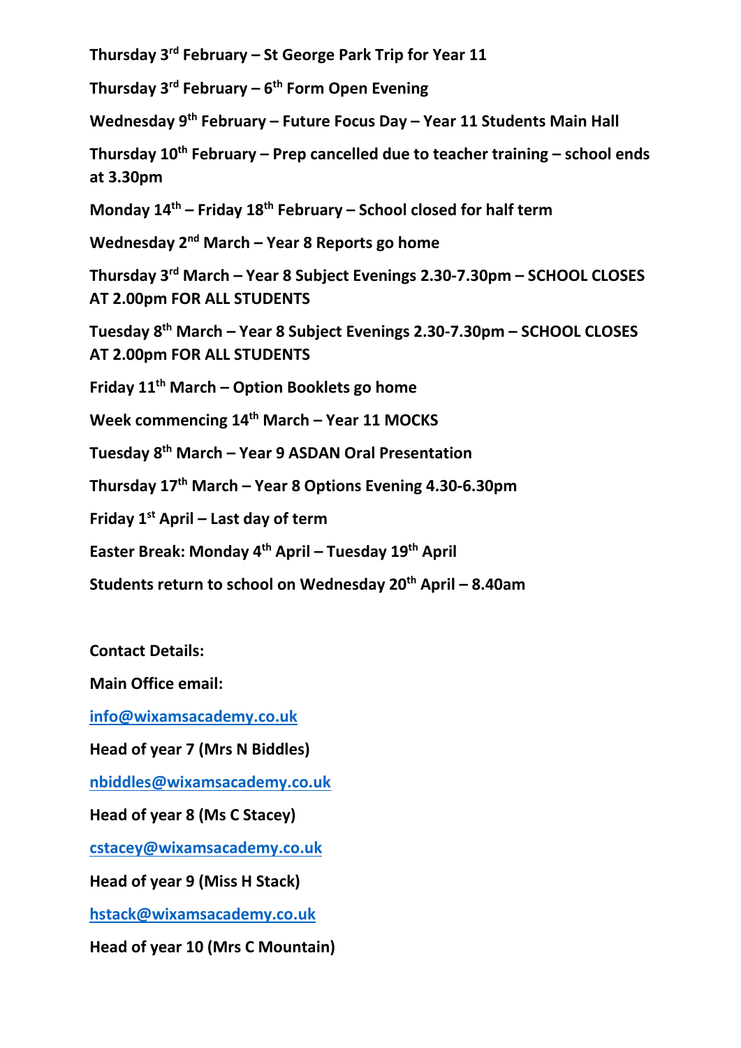**Thursday 3rd February – St George Park Trip for Year 11**

**Thursday 3rd February – 6th Form Open Evening**

**Wednesday 9th February – Future Focus Day – Year 11 Students Main Hall**

**Thursday 10th February – Prep cancelled due to teacher training – school ends at 3.30pm**

**Monday 14th – Friday 18th February – School closed for half term**

**Wednesday 2nd March – Year 8 Reports go home**

**Thursday 3rd March – Year 8 Subject Evenings 2.30-7.30pm – SCHOOL CLOSES AT 2.00pm FOR ALL STUDENTS**

**Tuesday 8th March – Year 8 Subject Evenings 2.30-7.30pm – SCHOOL CLOSES AT 2.00pm FOR ALL STUDENTS**

**Friday 11th March – Option Booklets go home**

**Week commencing 14th March – Year 11 MOCKS**

**Tuesday 8th March – Year 9 ASDAN Oral Presentation**

**Thursday 17th March – Year 8 Options Evening 4.30-6.30pm**

**Friday 1st April – Last day of term**

**Easter Break: Monday 4th April – Tuesday 19th April**

**Students return to school on Wednesday 20th April – 8.40am**

**Contact Details:**

**Main Office email:**

**info@wixamsacademy.co.uk**

**Head of year 7 (Mrs N Biddles)**

**nbiddles@wixamsacademy.co.uk**

**Head of year 8 (Ms C Stacey)**

**cstacey@wixamsacademy.co.uk**

**Head of year 9 (Miss H Stack)**

**hstack@wixamsacademy.co.uk**

**Head of year 10 (Mrs C Mountain)**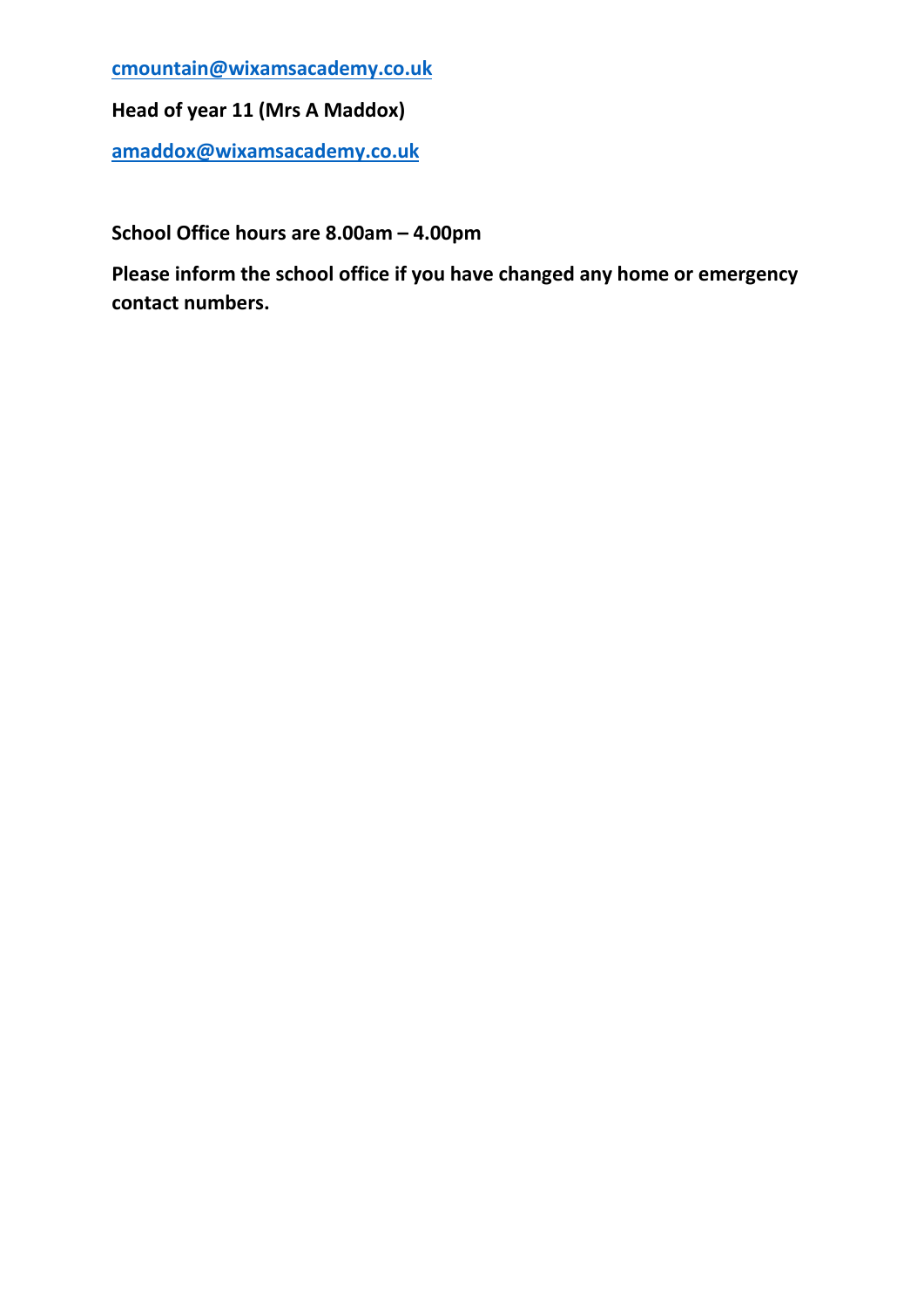**cmountain@wixamsacademy.co.uk**

**Head of year 11 (Mrs A Maddox)**

**amaddox@wixamsacademy.co.uk**

**School Office hours are 8.00am – 4.00pm**

**Please inform the school office if you have changed any home or emergency contact numbers.**